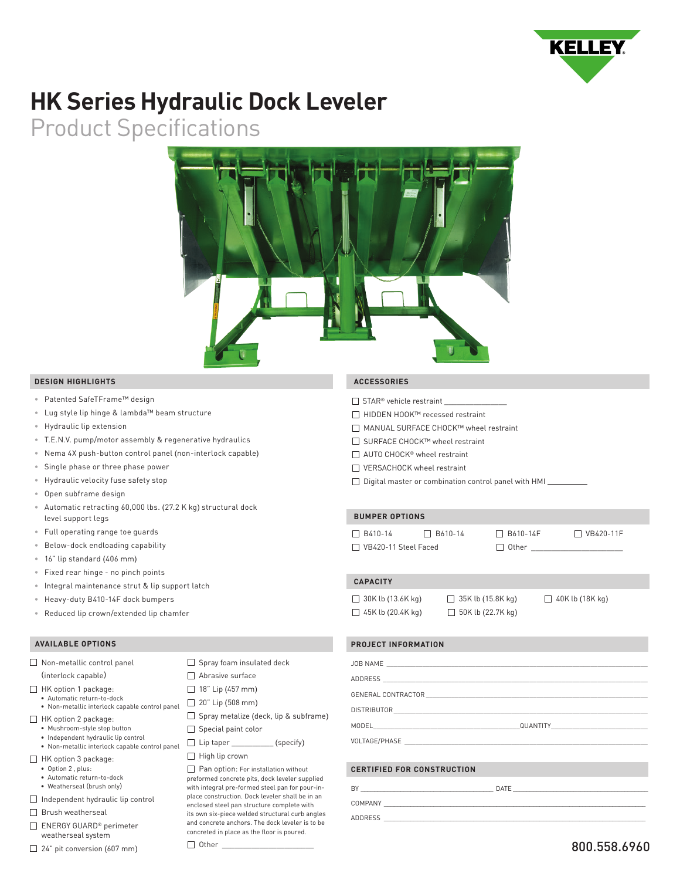KELLEY

# HK Series Hydraulic Dock Leveler

## Product Specifications

### DESIGN HIGHLIGHTS

- Patented SafeTFrame™ design
- Lug style lip hinge & lambda™ beam structure
- Hydraulic lip extension
- T.E.N.V. pump/motor assembly & regenerative hydraulics
- Nema 4X push-button control panel (non-interlock capable)
- Single phase or three phase power
- Hydraulic velocity fuse safety stop
- Open subframe design
- Automatic retracting 60,000 lbs. (27.2 K kg) structural dock level support legs
- Full operating range toe guards
- Below-dock endloading capability
- 16" lip standard (406 mm)
- Fixed rear hinge - no pinch points
- Integral maintenance strut & lip support latch
- Heavy-duty B410-14F dock bumpers
- Reduced lip crown/extended lip chamfer

### AVAILABLE OPTIONS

- ☐ Non-metallic control panel (interlock capable)
- ☐ HK option 1 package:
  - Automatic return-to-dock
  - Non-metallic interlock capable control panel
- ☐ HK option 2 package:
  - Mushroom-style stop button
  - Independent hydraulic lip control
  - Non-metallic interlock capable control panel
- ☐ HK option 3 package:
  - Option 2 , plus:
  - Automatic return-to-dock
  - Weatherseal (brush only)
- ☐ Independent hydraulic lip control
- ☐ Brush weatherseal
- ☐ ENERGY GUARD® perimeter weatherseal system
- ☐ 24" pit conversion (607 mm)
- ☐ Spray foam insulated deck
- ☐ Abrasive surface
- ☐ 18" Lip (457 mm)
- ☐ 20" Lip (508 mm)
- ☐ Spray metalize (deck, lip & subframe)
- ☐ Special paint color
- ☐ Lip taper __________ (specify)
- ☐ High lip crown
- ☐ Pan option: For installation without preformed concrete pits, dock leveler supplied with integral pre-formed steel pan for pour-in-place construction. Dock leveler shall be in an enclosed steel pan structure complete with its own six-piece welded structural curb angles and concrete anchors. The dock leveler is to be concreted in place as the floor is poured.
- ☐ Other ____________________

### ACCESSORIES

- ☐ STAR® vehicle restraint ______________
- ☐ HIDDEN HOOK™ recessed restraint
- ☐ MANUAL SURFACE CHOCK™ wheel restraint
- ☐ SURFACE CHOCK™ wheel restraint
- ☐ AUTO CHOCK® wheel restraint
- ☐ VERSACHOCK wheel restraint
- ☐ Digital master or combination control panel with HMI ________

### BUMPER OPTIONS

- ☐ B410-14
- ☐ B610-14
- ☐ B610-14F
- ☐ VB420-11F
- ☐ VB420-11 Steel Faced
- ☐ Other ____________________

### CAPACITY

- ☐ 30K lb (13.6K kg)
- ☐ 35K lb (15.8K kg)
- ☐ 40K lb (18K kg)
- ☐ 45K lb (20.4K kg)
- ☐ 50K lb (22.7K kg)

### PROJECT INFORMATION

JOB NAME ____________________

ADDRESS ____________________

GENERAL CONTRACTOR ____________________

DISTRIBUTOR ____________________

MODEL ____________________ QUANTITY ____________________

VOLTAGE/PHASE ____________________

### CERTIFIED FOR CONSTRUCTION

BY ____________________ DATE ____________________

COMPANY ____________________

ADDRESS ____________________

800.558.6960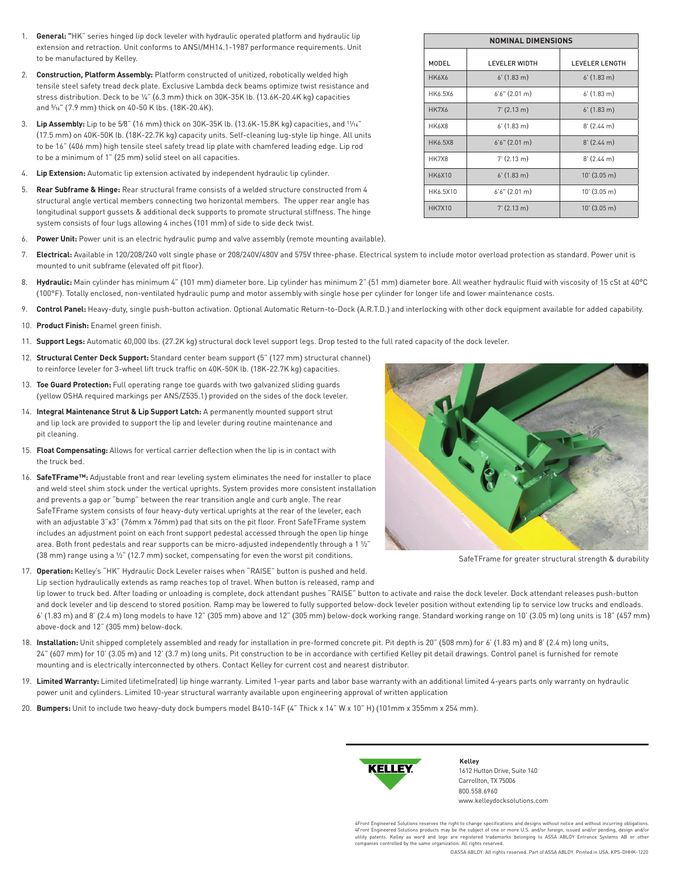| NOMINAL DIMENSIONS | | |
|---|---|---|
| MODEL | LEVELER WIDTH | LEVELER LENGTH |
| HK6X6 | 6' (1.83 m) | 6' (1.83 m) |
| HK6.5X6 | 6'6" (2.01 m) | 6' (1.83 m) |
| HK7X6 | 7' (2.13 m) | 6' (1.83 m) |
| HK6X8 | 6' (1.83 m) | 8' (2.44 m) |
| HK6.5X8 | 6'6" (2.01 m) | 8' (2.44 m) |
| HK7X8 | 7' (2.13 m) | 8' (2.44 m) |
| HK6X10 | 6' (1.83 m) | 10' (3.05 m) |
| HK6.5X10 | 6'6" (2.01 m) | 10' (3.05 m) |
| HK7X10 | 7' (2.13 m) | 10' (3.05 m) |

1. **General: "**HK" series hinged lip dock leveler with hydraulic operated platform and hydraulic lip extension and retraction. Unit conforms to ANSI/MH14.1-1987 performance requirements. Unit to be manufactured by Kelley.
2. **Construction, Platform Assembly:** Platform constructed of unitized, robotically welded high tensile steel safety tread deck plate. Exclusive Lambda deck beams optimize twist resistance and stress distribution. Deck to be ¼" (6.3 mm) thick on 30K-35K lb. (13.6K-20.4K kg) capacities and 5/16" (7.9 mm) thick on 40-50 K lbs. (18K-20.4K).
3. **Lip Assembly:** Lip to be 5/8" (16 mm) thick on 30K-35K lb. (13.6K-15.8K kg) capacities, and 11/16" (17.5 mm) on 40K-50K lb. (18K-22.7K kg) capacity units. Self-cleaning lug-style lip hinge. All units to be 16" (406 mm) high tensile steel safety tread lip plate with chamfered leading edge. Lip rod to be a minimum of 1" (25 mm) solid steel on all capacities.
4. **Lip Extension:** Automatic lip extension activated by independent hydraulic lip cylinder.
5. **Rear Subframe & Hinge:** Rear structural frame consists of a welded structure constructed from 4 structural angle vertical members connecting two horizontal members. The upper rear angle has longitudinal support gussets & additional deck supports to promote structural stiffness. The hinge system consists of four lugs allowing 4 inches (101 mm) of side to side deck twist.
6. **Power Unit:** Power unit is an electric hydraulic pump and valve assembly (remote mounting available).
7. **Electrical:** Available in 120/208/240 volt single phase or 208/240V/480V and 575V three-phase. Electrical system to include motor overload protection as standard. Power unit is mounted to unit subframe (elevated off pit floor).
8. **Hydraulic:** Main cylinder has minimum 4" (101 mm) diameter bore. Lip cylinder has minimum 2" (51 mm) diameter bore. All weather hydraulic fluid with viscosity of 15 cSt at 40°C (100°F). Totally enclosed, non-ventilated hydraulic pump and motor assembly with single hose per cylinder for longer life and lower maintenance costs.
9. **Control Panel:** Heavy-duty, single push-button activation. Optional Automatic Return-to-Dock (A.R.T.D.) and interlocking with other dock equipment available for added capability.
10. **Product Finish:** Enamel green finish.
11. **Support Legs:** Automatic 60,000 lbs. (27.2K kg) structural dock level support legs. Drop tested to the full rated capacity of the dock leveler.
12. **Structural Center Deck Support:** Standard center beam support (5" (127 mm) structural channel) to reinforce leveler for 3-wheel lift truck traffic on 40K-50K lb. (18K-22.7K kg) capacities.
13. **Toe Guard Protection:** Full operating range toe guards with two galvanized sliding guards (yellow OSHA required markings per ANS/Z535.1) provided on the sides of the dock leveler.
14. **Integral Maintenance Strut & Lip Support Latch:** A permanently mounted support strut and lip lock are provided to support the lip and leveler during routine maintenance and pit cleaning.
15. **Float Compensating:** Allows for vertical carrier deflection when the lip is in contact with the truck bed.
16. **SafeTFrame™:** Adjustable front and rear leveling system eliminates the need for installer to place and weld steel shim stock under the vertical uprights. System provides more consistent installation and prevents a gap or "bump" between the rear transition angle and curb angle. The rear SafeTFrame system consists of four heavy-duty vertical uprights at the rear of the leveler, each with an adjustable 3"x3" (76mm x 76mm) pad that sits on the pit floor. Front SafeTFrame system includes an adjustment point on each front support pedestal accessed through the open lip hinge area. Both front pedestals and rear supports can be micro-adjusted independently through a 1 ½" (38 mm) range using a ½" (12.7 mm) socket, compensating for even the worst pit conditions.

SafeTFrame for greater structural strength & durability

17. **Operation:** Kelley's "HK" Hydraulic Dock Leveler raises when "RAISE" button is pushed and held. Lip section hydraulically extends as ramp reaches top of travel. When button is released, ramp and lip lower to truck bed. After loading or unloading is complete, dock attendant pushes "RAISE" button to activate and raise the dock leveler. Dock attendant releases push-button and dock leveler and lip descend to stored position. Ramp may be lowered to fully supported below-dock leveler position without extending lip to service low trucks and endloads. 6' (1.83 m) and 8' (2.4 m) long models to have 12" (305 mm) above and 12" (305 mm) below-dock working range. Standard working range on 10' (3.05 m) long units is 18" (457 mm) above-dock and 12" (305 mm) below-dock.
18. **Installation:** Unit shipped completely assembled and ready for installation in pre-formed concrete pit. Pit depth is 20" (508 mm) for 6' (1.83 m) and 8' (2.4 m) long units, 24" (607 mm) for 10' (3.05 m) and 12' (3.7 m) long units. Pit construction to be in accordance with certified Kelley pit detail drawings. Control panel is furnished for remote mounting and is electrically interconnected by others. Contact Kelley for current cost and nearest distributor.
19. **Limited Warranty:** Limited lifetime(rated) lip hinge warranty. Limited 1-year parts and labor base warranty with an additional limited 4-years parts only warranty on hydraulic power unit and cylinders. Limited 10-year structural warranty available upon engineering approval of written application
20. **Bumpers:** Unit to include two heavy-duty dock bumpers model B410-14F (4" Thick x 14" W x 10" H) (101mm x 355mm x 254 mm).

KELLEY

**Kelley**
1612 Hutton Drive, Suite 140
Carrollton, TX 75006
800.558.6960
www.kelleydocksolutions.com

4Front Engineered Solutions reserves the right to change specifications and designs without notice and without incurring obligations. 4Front Engineered Solutions products may be the subject of one or more U.S. and/or foreign, issued and/or pending, design and/or utility patents. Kelley as word and logo are registered trademarks belonging to ASSA ABLOY Entrance Systems AB or other companies controlled by the same organization. All rights reserved.

©ASSA ABLOY. All rights reserved. Part of ASSA ABLOY. Printed in USA. KPS-DHHK-1220